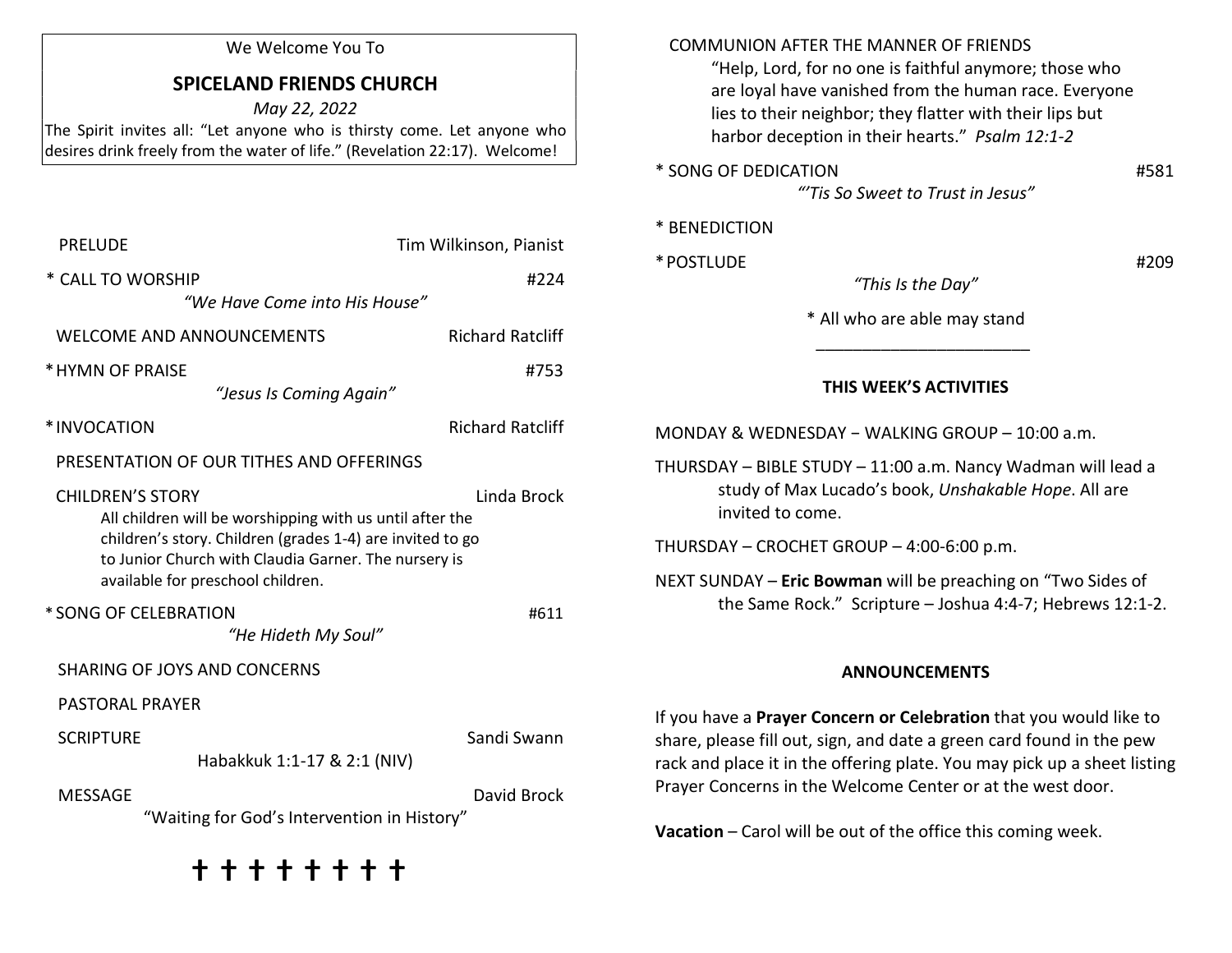We Welcome You To

# SPICELAND FRIENDS CHURCH

*May 22, 2022*

The Spirit invites all: "Let anyone who is thirsty come. Let anyone who desires drink freely from the water of life." (Revelation 22:17). Welcome!

PRELUDE — Tim Wilkinson, Pianist

\* CALL TO WORSHIP — #224
*"We Have Come into His House"*

WELCOME AND ANNOUNCEMENTS — Richard Ratcliff

\* HYMN OF PRAISE — #753
*"Jesus Is Coming Again"*

\* INVOCATION — Richard Ratcliff

PRESENTATION OF OUR TITHES AND OFFERINGS

CHILDREN'S STORY — Linda Brock
All children will be worshipping with us until after the children's story. Children (grades 1-4) are invited to go to Junior Church with Claudia Garner. The nursery is available for preschool children.

\* SONG OF CELEBRATION — #611
*"He Hideth My Soul"*

SHARING OF JOYS AND CONCERNS

PASTORAL PRAYER

SCRIPTURE — Sandi Swann
Habakkuk 1:1-17 & 2:1 (NIV)

MESSAGE — David Brock
"Waiting for God's Intervention in History"

✝ ✝ ✝ ✝ ✝ ✝ ✝ ✝

COMMUNION AFTER THE MANNER OF FRIENDS
"Help, Lord, for no one is faithful anymore; those who are loyal have vanished from the human race. Everyone lies to their neighbor; they flatter with their lips but harbor deception in their hearts." *Psalm 12:1-2*

\* SONG OF DEDICATION — #581
*"'Tis So Sweet to Trust in Jesus"*

\* BENEDICTION

\* POSTLUDE — #209
*"This Is the Day"*

\* All who are able may stand

---

## THIS WEEK'S ACTIVITIES

MONDAY & WEDNESDAY − WALKING GROUP – 10:00 a.m.

THURSDAY – BIBLE STUDY – 11:00 a.m. Nancy Wadman will lead a study of Max Lucado's book, *Unshakable Hope*. All are invited to come.

THURSDAY – CROCHET GROUP – 4:00-6:00 p.m.

NEXT SUNDAY – **Eric Bowman** will be preaching on "Two Sides of the Same Rock." Scripture – Joshua 4:4-7; Hebrews 12:1-2.

## ANNOUNCEMENTS

If you have a **Prayer Concern or Celebration** that you would like to share, please fill out, sign, and date a green card found in the pew rack and place it in the offering plate. You may pick up a sheet listing Prayer Concerns in the Welcome Center or at the west door.

**Vacation** – Carol will be out of the office this coming week.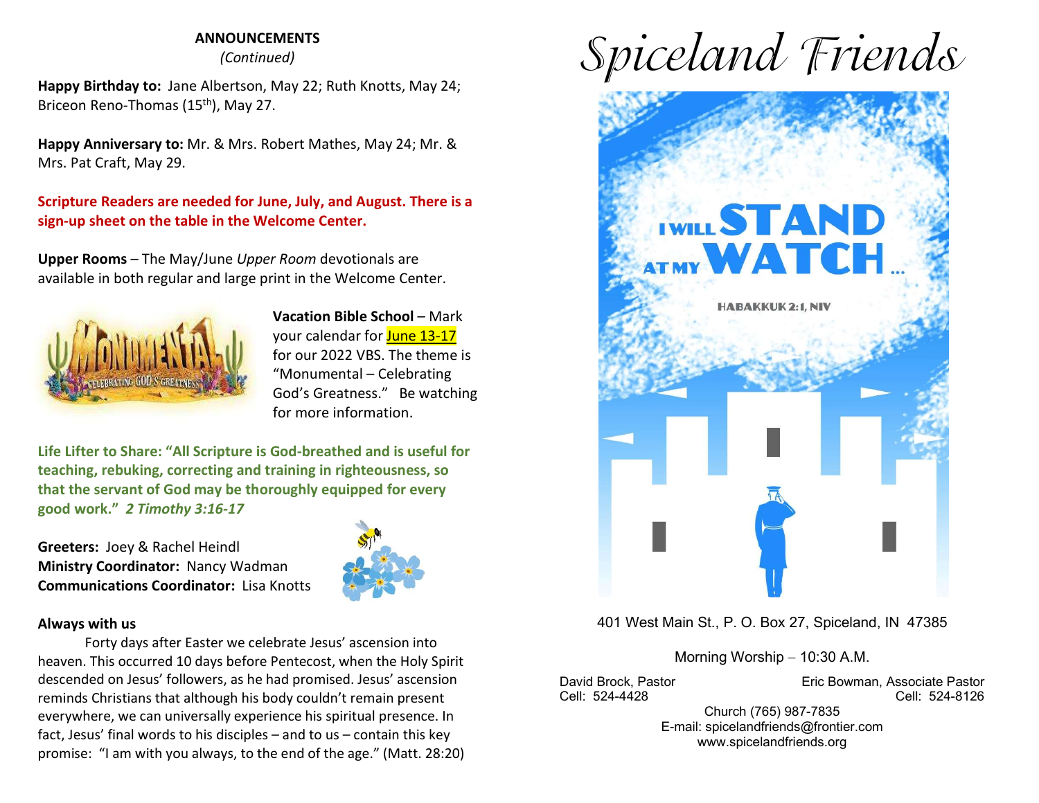**ANNOUNCEMENTS**
*(Continued)*

**Happy Birthday to:** Jane Albertson, May 22; Ruth Knotts, May 24; Briceon Reno-Thomas (15th), May 27.

**Happy Anniversary to:** Mr. & Mrs. Robert Mathes, May 24; Mr. & Mrs. Pat Craft, May 29.

**Scripture Readers are needed for June, July, and August. There is a sign-up sheet on the table in the Welcome Center.**

**Upper Rooms** – The May/June *Upper Room* devotionals are available in both regular and large print in the Welcome Center.

**Vacation Bible School** – Mark your calendar for June 13-17 for our 2022 VBS. The theme is "Monumental – Celebrating God's Greatness." Be watching for more information.

**Life Lifter to Share: "All Scripture is God-breathed and is useful for teaching, rebuking, correcting and training in righteousness, so that the servant of God may be thoroughly equipped for every good work."** ***2 Timothy 3:16-17***

**Greeters:** Joey & Rachel Heindl
**Ministry Coordinator:** Nancy Wadman
**Communications Coordinator:** Lisa Knotts

**Always with us**

Forty days after Easter we celebrate Jesus' ascension into heaven. This occurred 10 days before Pentecost, when the Holy Spirit descended on Jesus' followers, as he had promised. Jesus' ascension reminds Christians that although his body couldn't remain present everywhere, we can universally experience his spiritual presence. In fact, Jesus' final words to his disciples – and to us – contain this key promise: "I am with you always, to the end of the age." (Matt. 28:20)

# *Spiceland Friends*

I WILL STAND AT MY WATCH...

HABAKKUK 2:1, NIV

401 West Main St., P. O. Box 27, Spiceland, IN 47385

Morning Worship – 10:30 A.M.

David Brock, Pastor
Cell: 524-4428

Eric Bowman, Associate Pastor
Cell: 524-8126

Church (765) 987-7835
E-mail: spicelandfriends@frontier.com
www.spicelandfriends.org